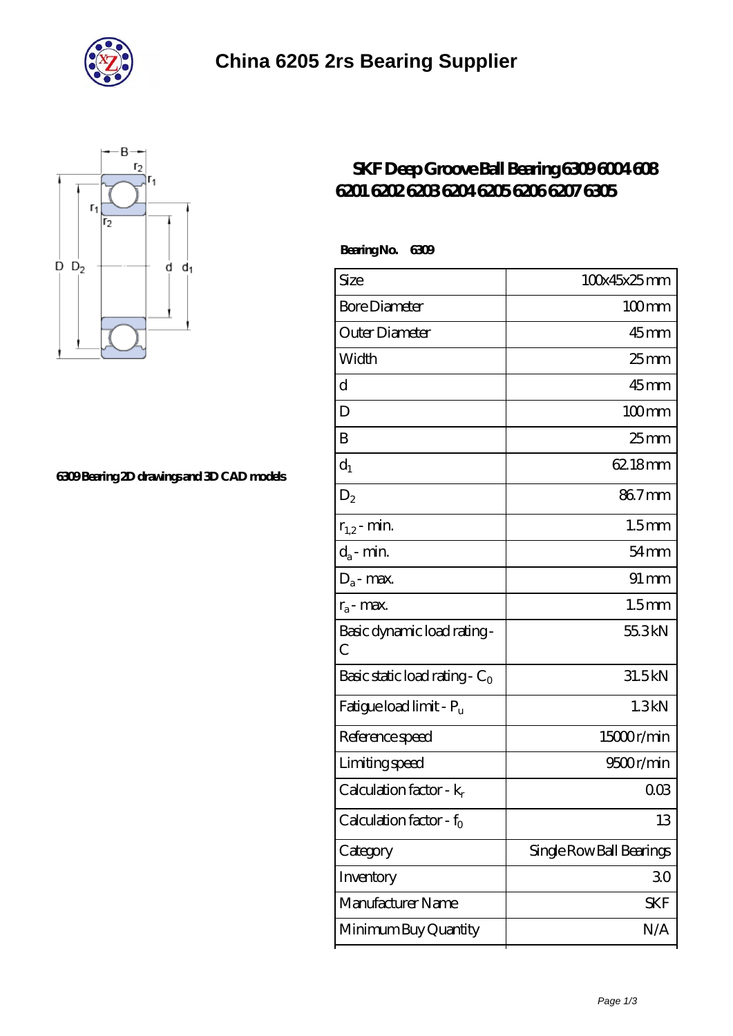# China 6205 2rs Bearing Supplier

6309 Bearing 2D drawings and 3D CAD models

## SKF Deep Groove Ball Bearing 6309 6004 608 6201 6202 6203 6204 6205 6206 6207 6305

**Bearing No. 6309**

| Size | 100x45x25 mm |
|---|---|
| Bore Diameter | 100 mm |
| Outer Diameter | 45 mm |
| Width | 25 mm |
| d | 45 mm |
| D | 100 mm |
| B | 25 mm |
| $d_1$ | 62.18 mm |
| $D_2$ | 86.7 mm |
| $r_{1,2}$ - min. | 1.5 mm |
| $d_a$ - min. | 54 mm |
| $D_a$ - max. | 91 mm |
| $r_a$ - max. | 1.5 mm |
| Basic dynamic load rating - C | 55.3 kN |
| Basic static load rating - $C_0$ | 31.5 kN |
| Fatigue load limit - $P_u$ | 1.3 kN |
| Reference speed | 15000 r/min |
| Limiting speed | 9500 r/min |
| Calculation factor - $k_r$ | 0.03 |
| Calculation factor - $f_0$ | 13 |
| Category | Single Row Ball Bearings |
| Inventory | 3.0 |
| Manufacturer Name | SKF |
| Minimum Buy Quantity | N/A |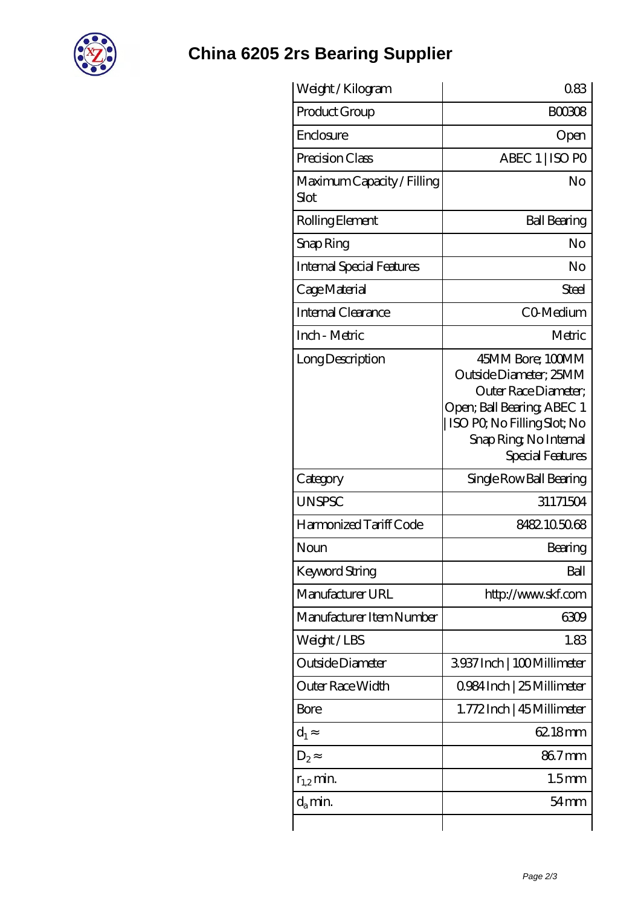# China 6205 2rs Bearing Supplier

| Weight / Kilogram | 0.83 |
|---|---|
| Product Group | B00308 |
| Enclosure | Open |
| Precision Class | ABEC 1 \| ISO P0 |
| Maximum Capacity / Filling Slot | No |
| Rolling Element | Ball Bearing |
| Snap Ring | No |
| Internal Special Features | No |
| Cage Material | Steel |
| Internal Clearance | C0-Medium |
| Inch - Metric | Metric |
| Long Description | 45MM Bore; 100MM Outside Diameter; 25MM Outer Race Diameter; Open; Ball Bearing; ABEC 1 \| ISO P0; No Filling Slot; No Snap Ring; No Internal Special Features |
| Category | Single Row Ball Bearing |
| UNSPSC | 31171504 |
| Harmonized Tariff Code | 8482.10.50.68 |
| Noun | Bearing |
| Keyword String | Ball |
| Manufacturer URL | http://www.skf.com |
| Manufacturer Item Number | 6309 |
| Weight / LBS | 1.83 |
| Outside Diameter | 3.937 Inch \| 100 Millimeter |
| Outer Race Width | 0.984 Inch \| 25 Millimeter |
| Bore | 1.772 Inch \| 45 Millimeter |
| $d_1 \approx$ | 62.18 mm |
| $D_2 \approx$ | 86.7 mm |
| $r_{1,2}$ min. | 1.5 mm |
| $d_a$ min. | 54 mm |
| | |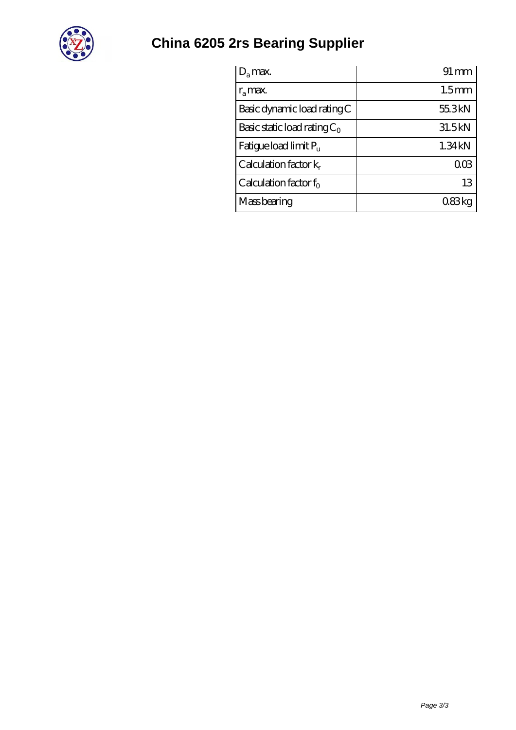# China 6205 2rs Bearing Supplier

| | |
|---|---|
| $D_a$ max. | 91 mm |
| $r_a$ max. | 1.5 mm |
| Basic dynamic load rating C | 55.3 kN |
| Basic static load rating $C_0$ | 31.5 kN |
| Fatigue load limit $P_u$ | 1.34 kN |
| Calculation factor $k_r$ | 0.03 |
| Calculation factor $f_0$ | 13 |
| Mass bearing | 0.83 kg |